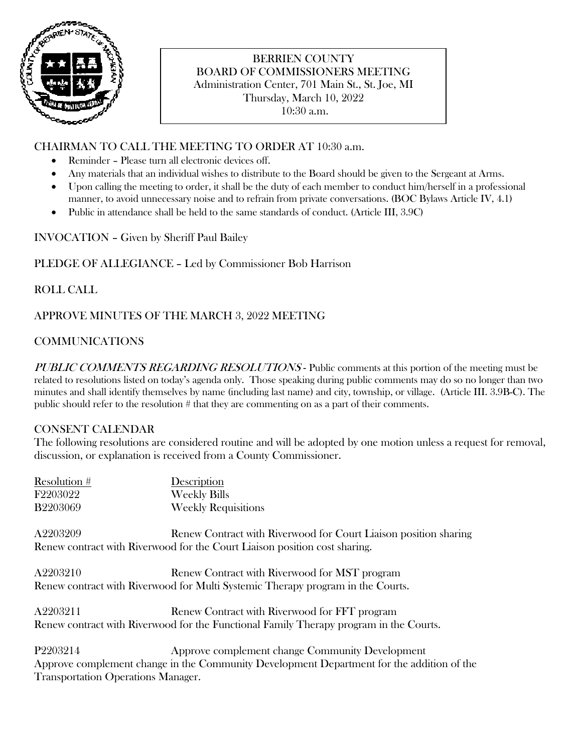# BERRIEN COUNTY
## BOARD OF COMMISSIONERS MEETING

Administration Center, 701 Main St., St. Joe, MI
Thursday, March 10, 2022
10:30 a.m.

CHAIRMAN TO CALL THE MEETING TO ORDER AT 10:30 a.m.

- Reminder – Please turn all electronic devices off.
- Any materials that an individual wishes to distribute to the Board should be given to the Sergeant at Arms.
- Upon calling the meeting to order, it shall be the duty of each member to conduct him/herself in a professional manner, to avoid unnecessary noise and to refrain from private conversations. (BOC Bylaws Article IV, 4.1)
- Public in attendance shall be held to the same standards of conduct. (Article III, 3.9C)

INVOCATION – Given by Sheriff Paul Bailey

PLEDGE OF ALLEGIANCE – Led by Commissioner Bob Harrison

ROLL CALL

APPROVE MINUTES OF THE MARCH 3, 2022 MEETING

COMMUNICATIONS

*PUBLIC COMMENTS REGARDING RESOLUTIONS* - Public comments at this portion of the meeting must be related to resolutions listed on today's agenda only. Those speaking during public comments may do so no longer than two minutes and shall identify themselves by name (including last name) and city, township, or village. (Article III. 3.9B-C). The public should refer to the resolution # that they are commenting on as a part of their comments.

CONSENT CALENDAR

The following resolutions are considered routine and will be adopted by one motion unless a request for removal, discussion, or explanation is received from a County Commissioner.

| Resolution # | Description |
|---|---|
| F2203022 | Weekly Bills |
| B2203069 | Weekly Requisitions |

A2203209 Renew Contract with Riverwood for Court Liaison position sharing
Renew contract with Riverwood for the Court Liaison position cost sharing.

A2203210 Renew Contract with Riverwood for MST program
Renew contract with Riverwood for Multi Systemic Therapy program in the Courts.

A2203211 Renew Contract with Riverwood for FFT program
Renew contract with Riverwood for the Functional Family Therapy program in the Courts.

P2203214 Approve complement change Community Development
Approve complement change in the Community Development Department for the addition of the Transportation Operations Manager.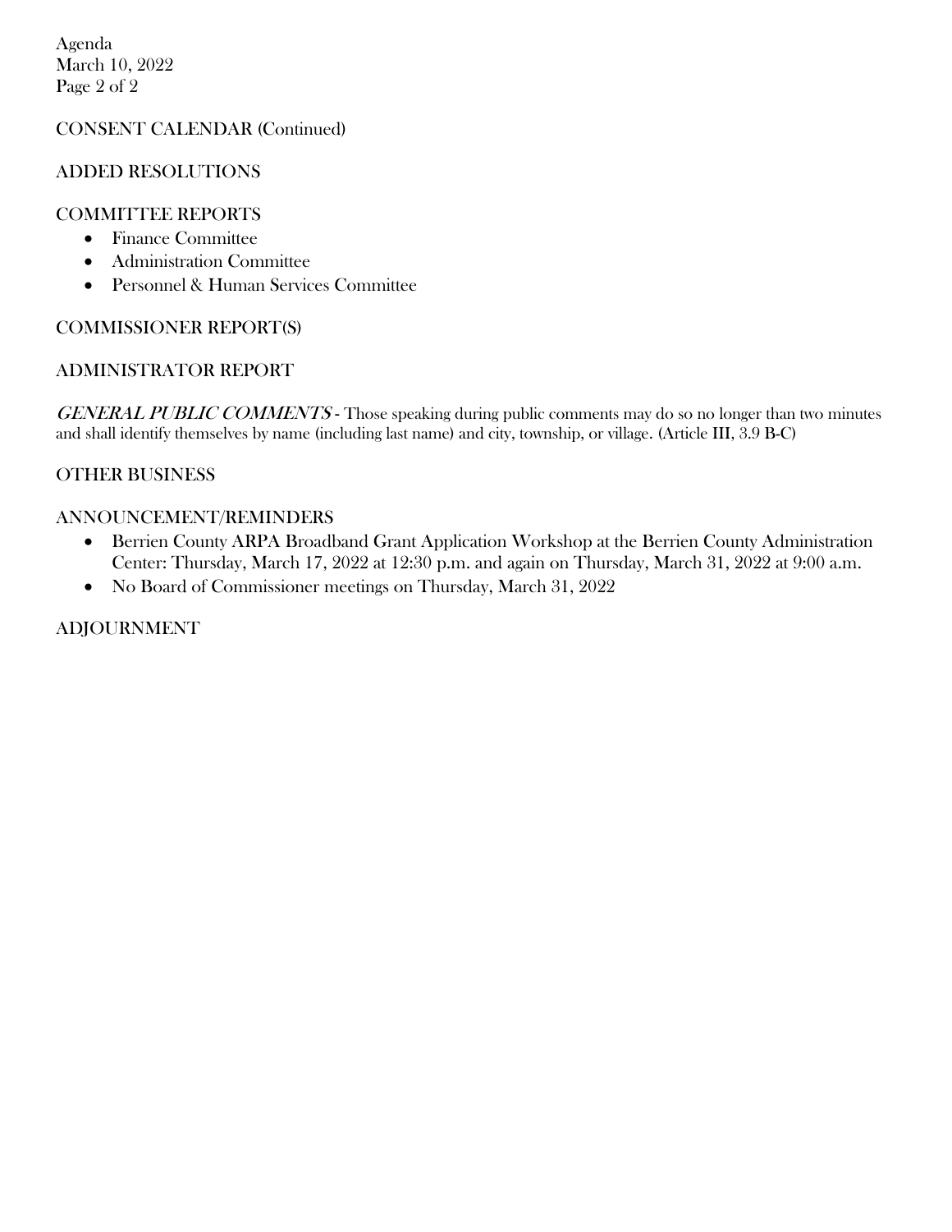## CONSENT CALENDAR (Continued)

## ADDED RESOLUTIONS

## COMMITTEE REPORTS

- Finance Committee
- Administration Committee
- Personnel & Human Services Committee

## COMMISSIONER REPORT(S)

## ADMINISTRATOR REPORT

*GENERAL PUBLIC COMMENTS* - Those speaking during public comments may do so no longer than two minutes and shall identify themselves by name (including last name) and city, township, or village. (Article III, 3.9 B-C)

## OTHER BUSINESS

## ANNOUNCEMENT/REMINDERS

- Berrien County ARPA Broadband Grant Application Workshop at the Berrien County Administration Center: Thursday, March 17, 2022 at 12:30 p.m. and again on Thursday, March 31, 2022 at 9:00 a.m.
- No Board of Commissioner meetings on Thursday, March 31, 2022

## ADJOURNMENT